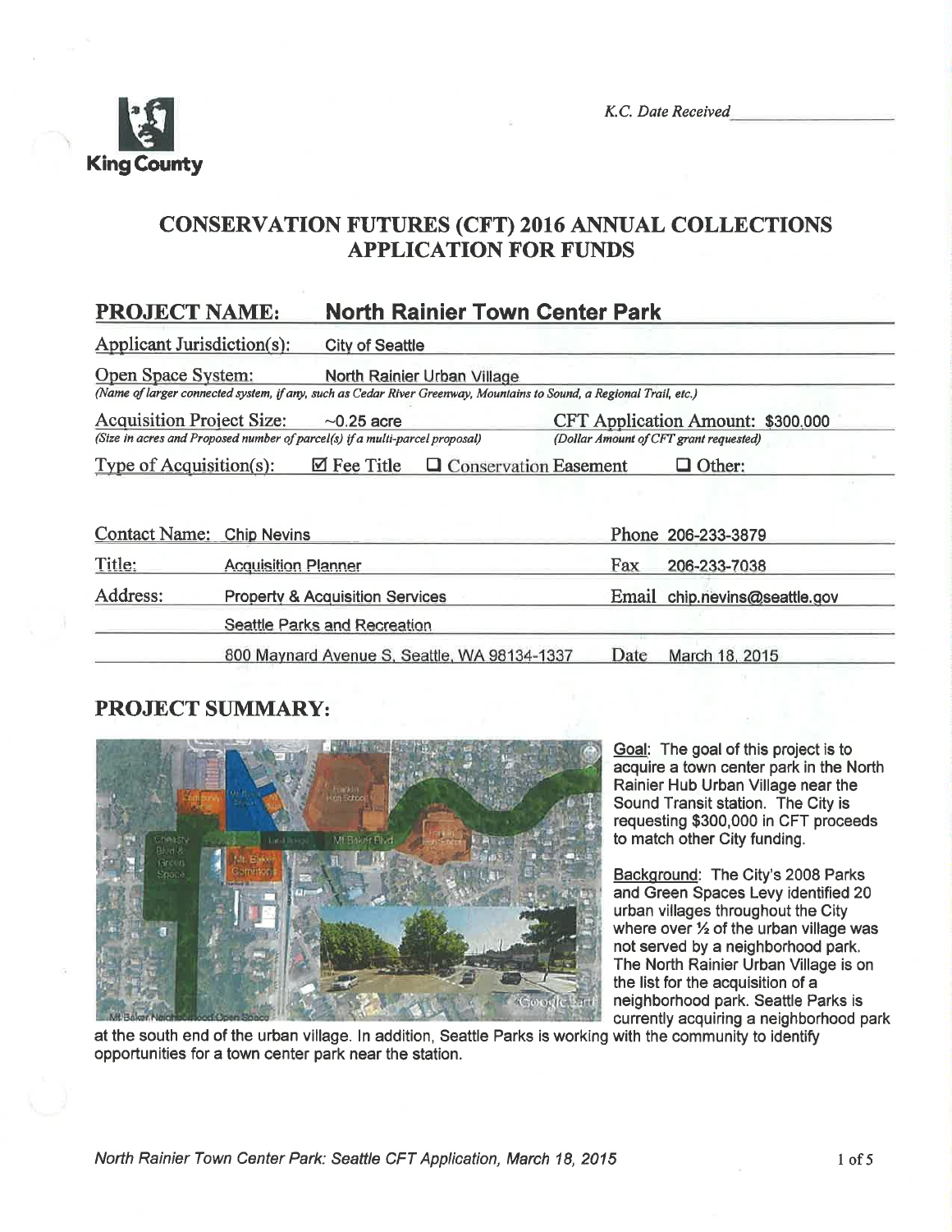K.C. Date Received

King County

# CONSERVATION FUTURES (CFT) 2016 ANNUAL COLLECTIONS APPLICATION FOR FUNDS

## PROJECT NAME: North Rainier Town Center Park

Applicant Jurisdiction(s): City of Seattle

Open Space System: North Rainier Urban Village
*(Name of larger connected system, if any, such as Cedar River Greenway, Mountains to Sound, a Regional Trail, etc.)*

Acquisition Project Size: ~0.25 acre
*(Size in acres and Proposed number of parcel(s) if a multi-parcel proposal)*

CFT Application Amount: $300,000
*(Dollar Amount of CFT grant requested)*

Type of Acquisition(s): ☑ Fee Title ☐ Conservation Easement ☐ Other:

| | | | |
|---|---|---|---|
| Contact Name: | Chip Nevins | Phone | 206-233-3879 |
| Title: | Acquisition Planner | Fax | 206-233-7038 |
| Address: | Property & Acquisition Services | Email | chip.nevins@seattle.gov |
| | Seattle Parks and Recreation | | |
| | 800 Maynard Avenue S, Seattle, WA 98134-1337 | Date | March 18, 2015 |

## PROJECT SUMMARY:

Goal: The goal of this project is to acquire a town center park in the North Rainier Hub Urban Village near the Sound Transit station. The City is requesting $300,000 in CFT proceeds to match other City funding.

Background: The City's 2008 Parks and Green Spaces Levy identified 20 urban villages throughout the City where over ½ of the urban village was not served by a neighborhood park. The North Rainier Urban Village is on the list for the acquisition of a neighborhood park. Seattle Parks is currently acquiring a neighborhood park at the south end of the urban village. In addition, Seattle Parks is working with the community to identify opportunities for a town center park near the station.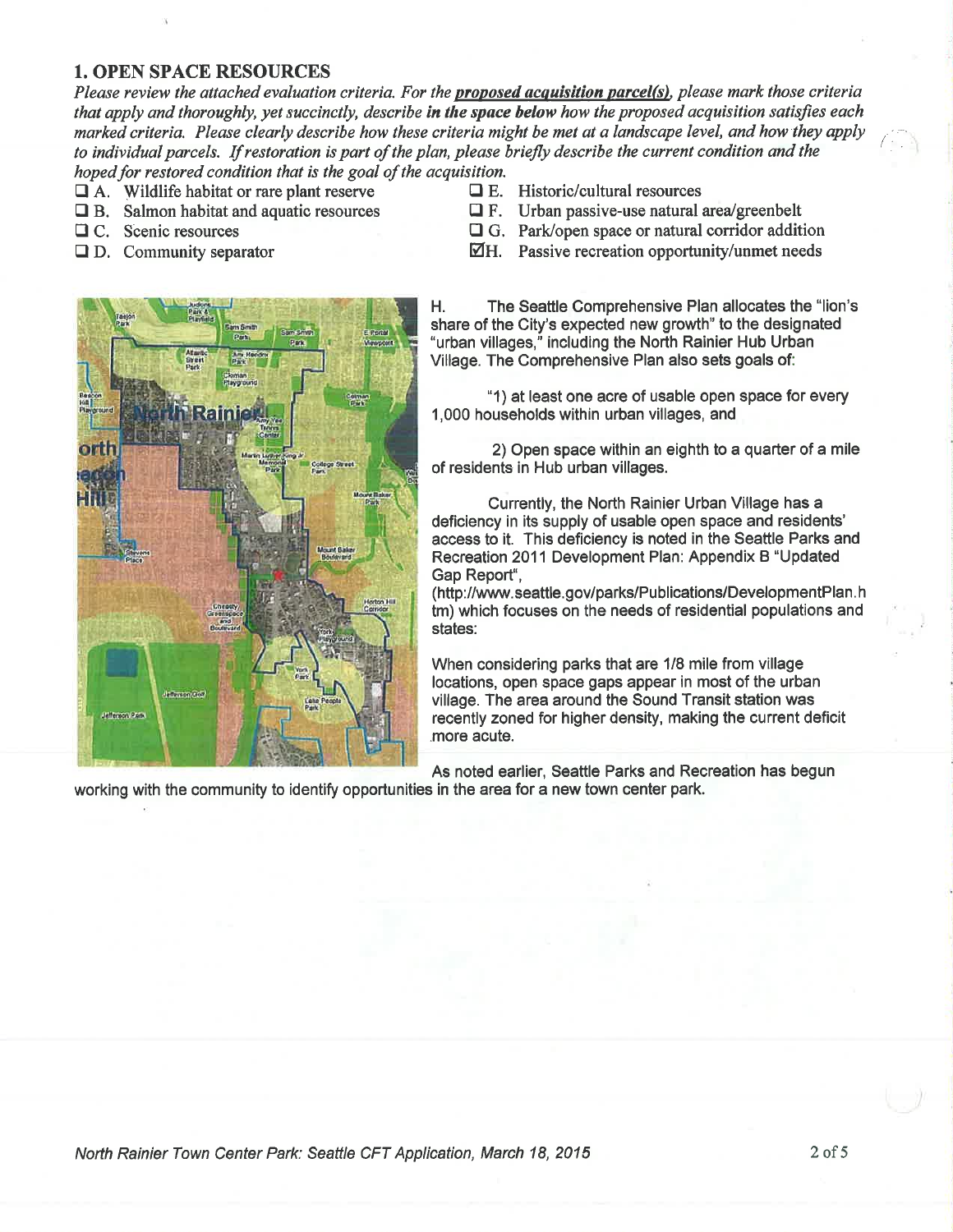## 1. OPEN SPACE RESOURCES

*Please review the attached evaluation criteria. For the* ***proposed acquisition parcel(s)****, please mark those criteria that apply and thoroughly, yet succinctly, describe* ***in the space below*** *how the proposed acquisition satisfies each marked criteria. Please clearly describe how these criteria might be met at a landscape level, and how they apply to individual parcels. If restoration is part of the plan, please briefly describe the current condition and the hoped for restored condition that is the goal of the acquisition.*

- ☐ A. Wildlife habitat or rare plant reserve
- ☐ B. Salmon habitat and aquatic resources
- ☐ C. Scenic resources
- ☐ D. Community separator
- ☐ E. Historic/cultural resources
- ☐ F. Urban passive-use natural area/greenbelt
- ☐ G. Park/open space or natural corridor addition
- ☑ H. Passive recreation opportunity/unmet needs

H. The Seattle Comprehensive Plan allocates the "lion's share of the City's expected new growth" to the designated "urban villages," including the North Rainier Hub Urban Village. The Comprehensive Plan also sets goals of:

"1) at least one acre of usable open space for every 1,000 households within urban villages, and

2) Open space within an eighth to a quarter of a mile of residents in Hub urban villages.

Currently, the North Rainier Urban Village has a deficiency in its supply of usable open space and residents' access to it. This deficiency is noted in the Seattle Parks and Recreation 2011 Development Plan: Appendix B "Updated Gap Report", (http://www.seattle.gov/parks/Publications/DevelopmentPlan.htm) which focuses on the needs of residential populations and states:

When considering parks that are 1/8 mile from village locations, open space gaps appear in most of the urban village. The area around the Sound Transit station was recently zoned for higher density, making the current deficit more acute.

As noted earlier, Seattle Parks and Recreation has begun working with the community to identify opportunities in the area for a new town center park.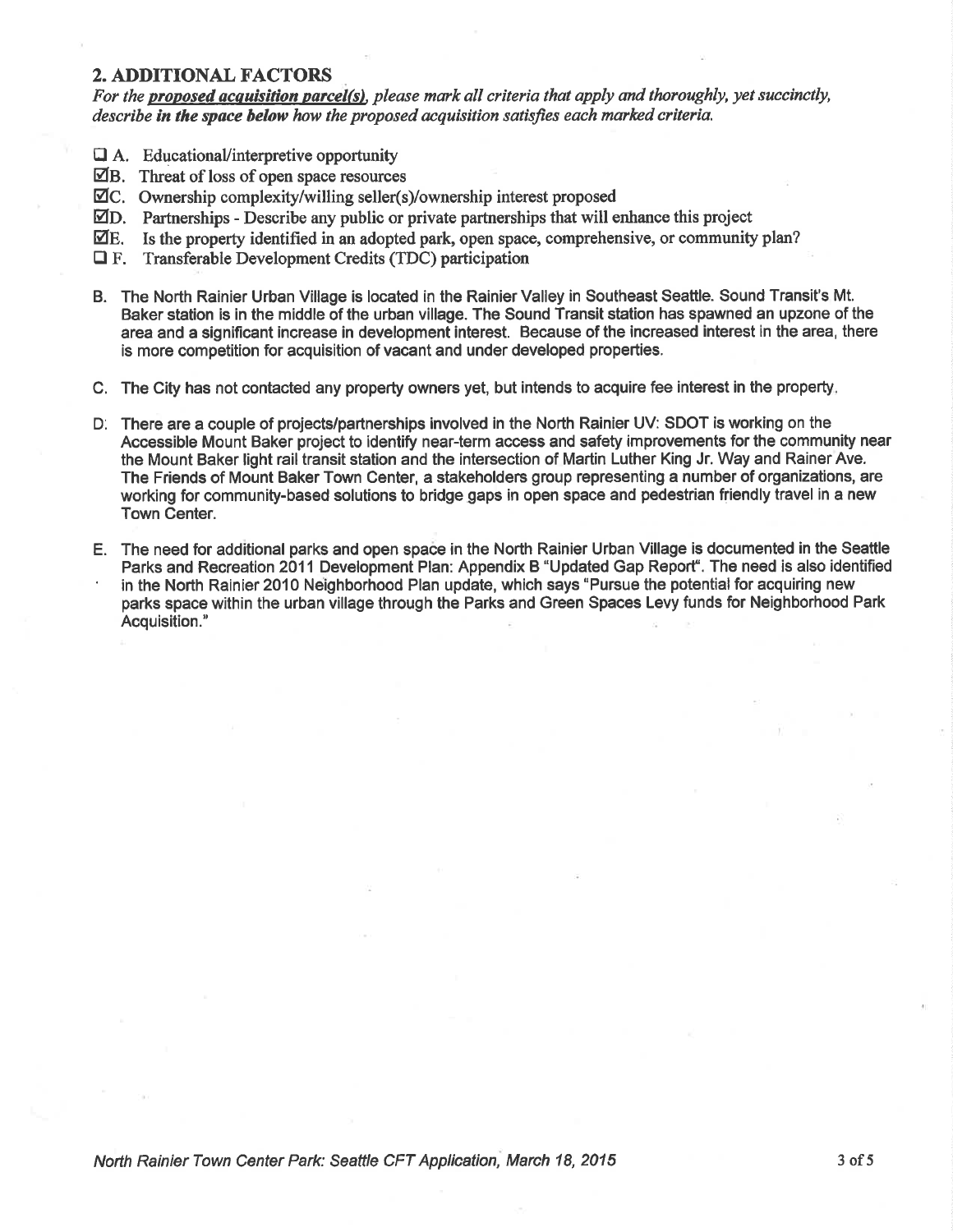## 2. ADDITIONAL FACTORS

*For the **proposed acquisition parcel(s)**, please mark all criteria that apply and thoroughly, yet succinctly, describe **in the space below** how the proposed acquisition satisfies each marked criteria.*

- ☐ A. Educational/interpretive opportunity
- ☑ B. Threat of loss of open space resources
- ☑ C. Ownership complexity/willing seller(s)/ownership interest proposed
- ☑ D. Partnerships - Describe any public or private partnerships that will enhance this project
- ☑ E. Is the property identified in an adopted park, open space, comprehensive, or community plan?
- ☐ F. Transferable Development Credits (TDC) participation

B. The North Rainier Urban Village is located in the Rainier Valley in Southeast Seattle. Sound Transit's Mt. Baker station is in the middle of the urban village. The Sound Transit station has spawned an upzone of the area and a significant increase in development interest. Because of the increased interest in the area, there is more competition for acquisition of vacant and under developed properties.

C. The City has not contacted any property owners yet, but intends to acquire fee interest in the property.

D. There are a couple of projects/partnerships involved in the North Rainier UV: SDOT is working on the Accessible Mount Baker project to identify near-term access and safety improvements for the community near the Mount Baker light rail transit station and the intersection of Martin Luther King Jr. Way and Rainer Ave. The Friends of Mount Baker Town Center, a stakeholders group representing a number of organizations, are working for community-based solutions to bridge gaps in open space and pedestrian friendly travel in a new Town Center.

E. The need for additional parks and open space in the North Rainier Urban Village is documented in the Seattle Parks and Recreation 2011 Development Plan: Appendix B "Updated Gap Report". The need is also identified in the North Rainier 2010 Neighborhood Plan update, which says "Pursue the potential for acquiring new parks space within the urban village through the Parks and Green Spaces Levy funds for Neighborhood Park Acquisition."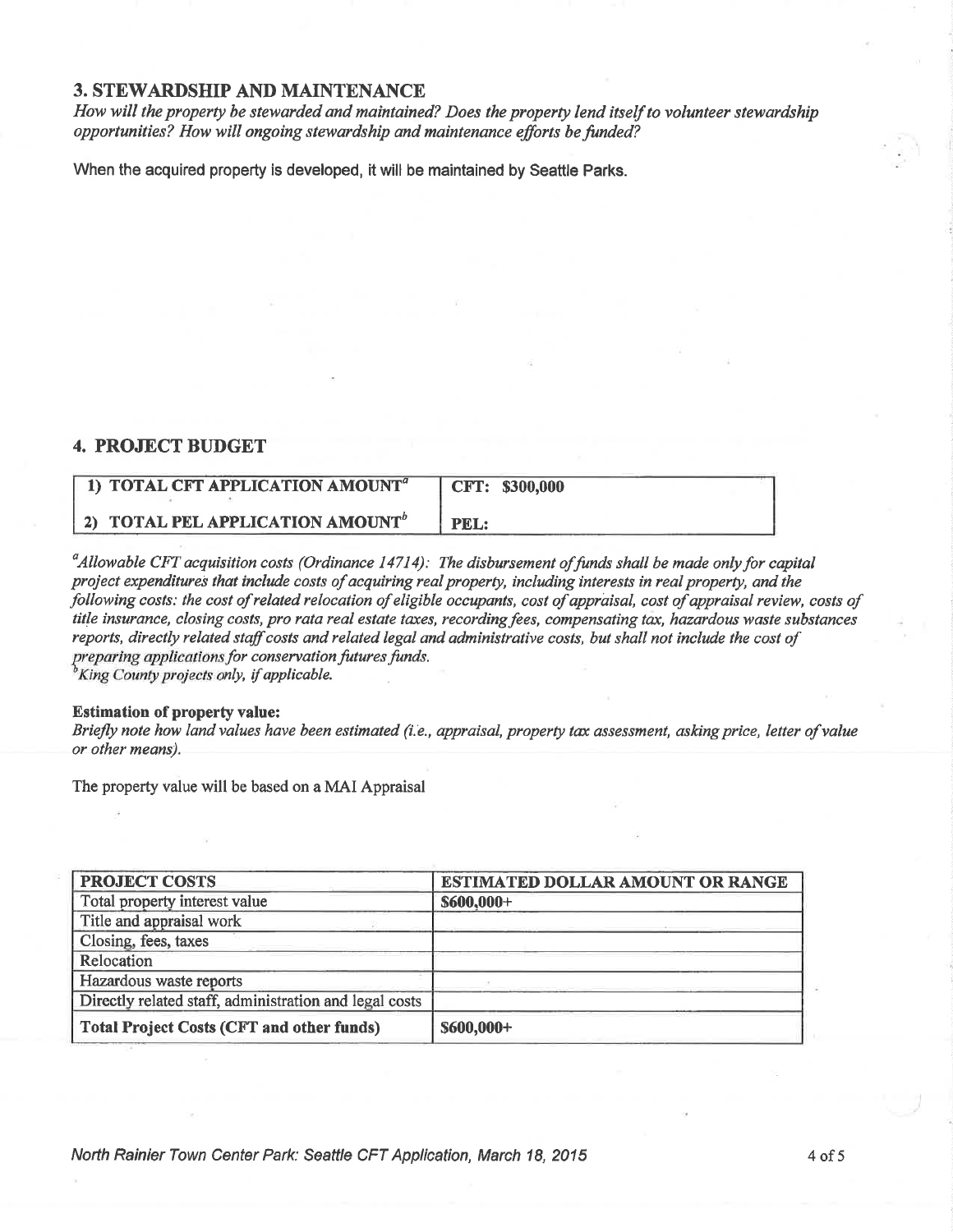## 3. STEWARDSHIP AND MAINTENANCE

*How will the property be stewarded and maintained? Does the property lend itself to volunteer stewardship opportunities? How will ongoing stewardship and maintenance efforts be funded?*

When the acquired property is developed, it will be maintained by Seattle Parks.

## 4. PROJECT BUDGET

| 1) TOTAL CFT APPLICATION AMOUNT[a] | CFT: $300,000 |
|---|---|
| 2) TOTAL PEL APPLICATION AMOUNT[b] | PEL: |

[a]*Allowable CFT acquisition costs (Ordinance 14714): The disbursement of funds shall be made only for capital project expenditures that include costs of acquiring real property, including interests in real property, and the following costs: the cost of related relocation of eligible occupants, cost of appraisal, cost of appraisal review, costs of title insurance, closing costs, pro rata real estate taxes, recording fees, compensating tax, hazardous waste substances reports, directly related staff costs and related legal and administrative costs, but shall not include the cost of preparing applications for conservation futures funds.*
[b]*King County projects only, if applicable.*

**Estimation of property value:**
*Briefly note how land values have been estimated (i.e., appraisal, property tax assessment, asking price, letter of value or other means).*

The property value will be based on a MAI Appraisal

| PROJECT COSTS | ESTIMATED DOLLAR AMOUNT OR RANGE |
|---|---|
| Total property interest value | $600,000+ |
| Title and appraisal work | |
| Closing, fees, taxes | |
| Relocation | |
| Hazardous waste reports | |
| Directly related staff, administration and legal costs | |
| **Total Project Costs (CFT and other funds)** | $600,000+ |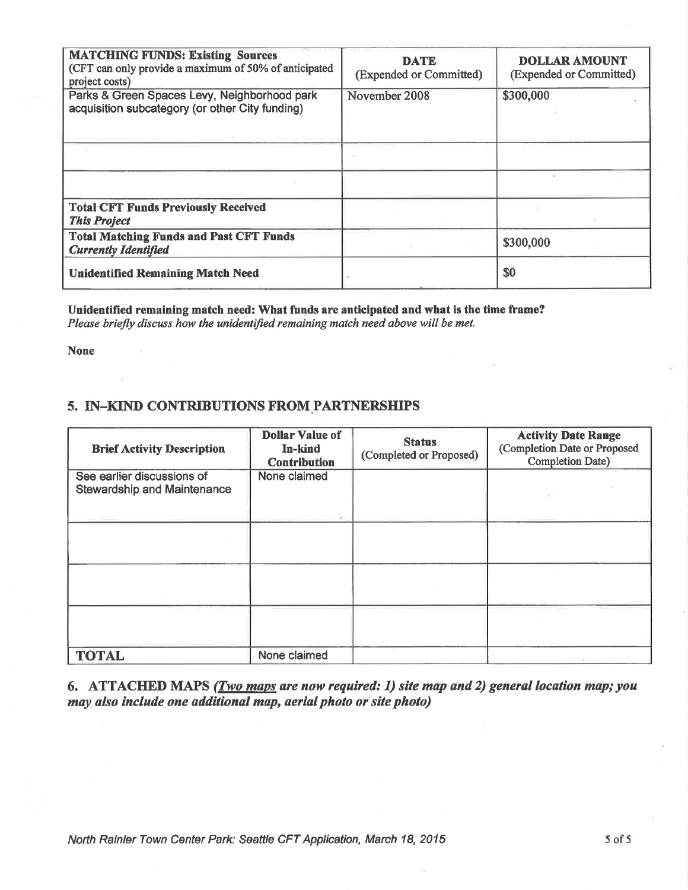| **MATCHING FUNDS: Existing Sources** (CFT can only provide a maximum of 50% of anticipated project costs) | **DATE** (Expended or Committed) | **DOLLAR AMOUNT** (Expended or Committed) |
| --- | --- | --- |
| Parks & Green Spaces Levy, Neighborhood park acquisition subcategory (or other City funding) | November 2008 | \$300,000 |
| | | |
| | | |
| **Total CFT Funds Previously Received** ***This Project*** | | |
| **Total Matching Funds and Past CFT Funds** ***Currently Identified*** | | \$300,000 |
| **Unidentified Remaining Match Need** | | \$0 |

**Unidentified remaining match need: What funds are anticipated and what is the time frame?**
*Please briefly discuss how the unidentified remaining match need above will be met.*

**None**

## 5. IN–KIND CONTRIBUTIONS FROM PARTNERSHIPS

| **Brief Activity Description** | **Dollar Value of In-kind Contribution** | **Status** (Completed or Proposed) | **Activity Date Range** (Completion Date or Proposed Completion Date) |
| --- | --- | --- | --- |
| See earlier discussions of Stewardship and Maintenance | None claimed | | |
| | | | |
| | | | |
| | | | |
| **TOTAL** | None claimed | | |

## 6. ATTACHED MAPS *(Two maps are now required: 1) site map and 2) general location map; you may also include one additional map, aerial photo or site photo)*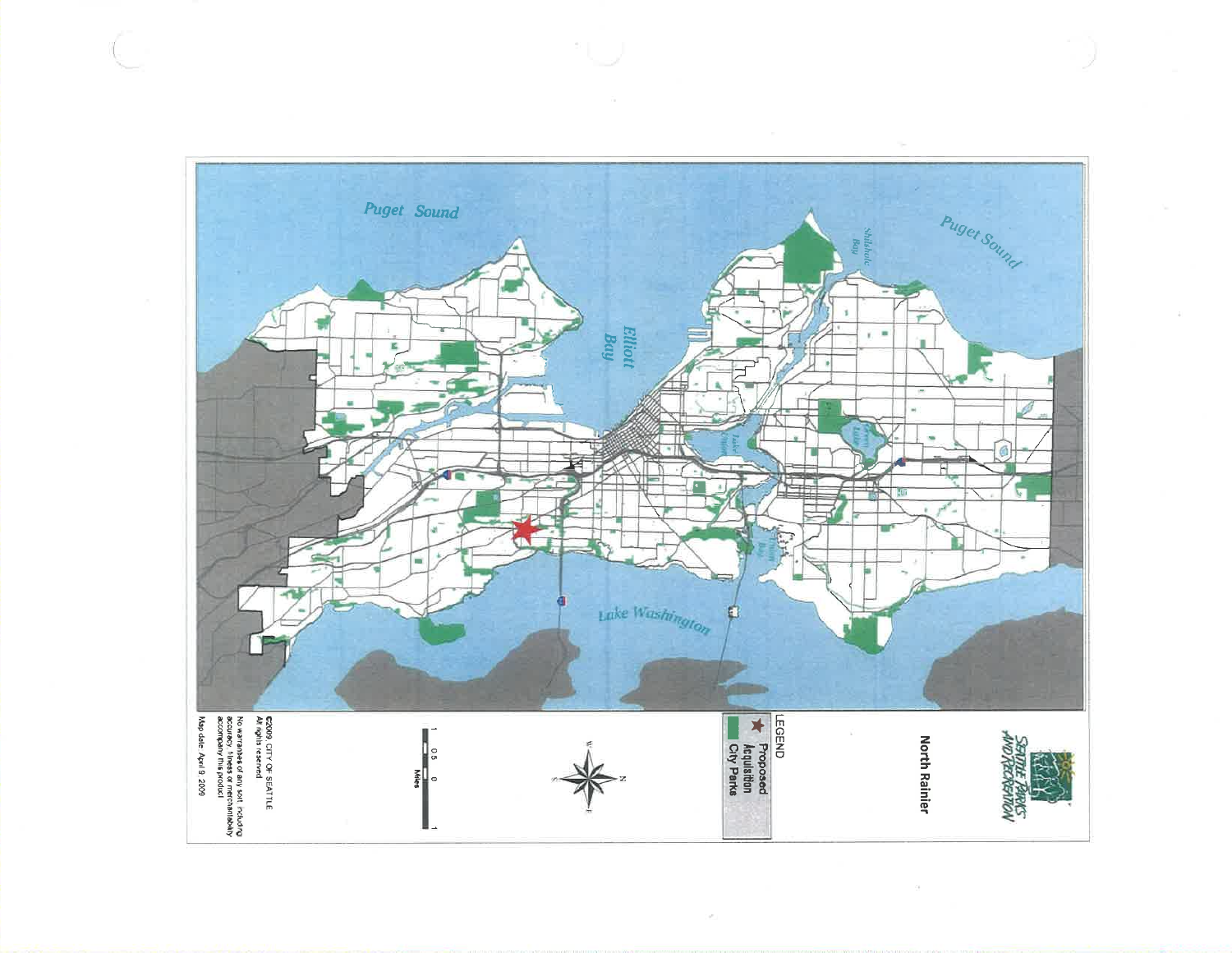Puget Sound

Puget Sound

Elliott Bay

Shilshole Bay

Green Lake

Lake Union

Union Bay

Lake Washington

## North Rainier

SEATTLE PARKS AND RECREATION

LEGEND

★ Proposed Acquisition

City Parks

1 0.5 0 1

Miles

©2009, CITY OF SEATTLE

All rights reserved

No warranties of any sort, including accuracy, fitness or merchantability accompany this product

Map date: April 9, 2009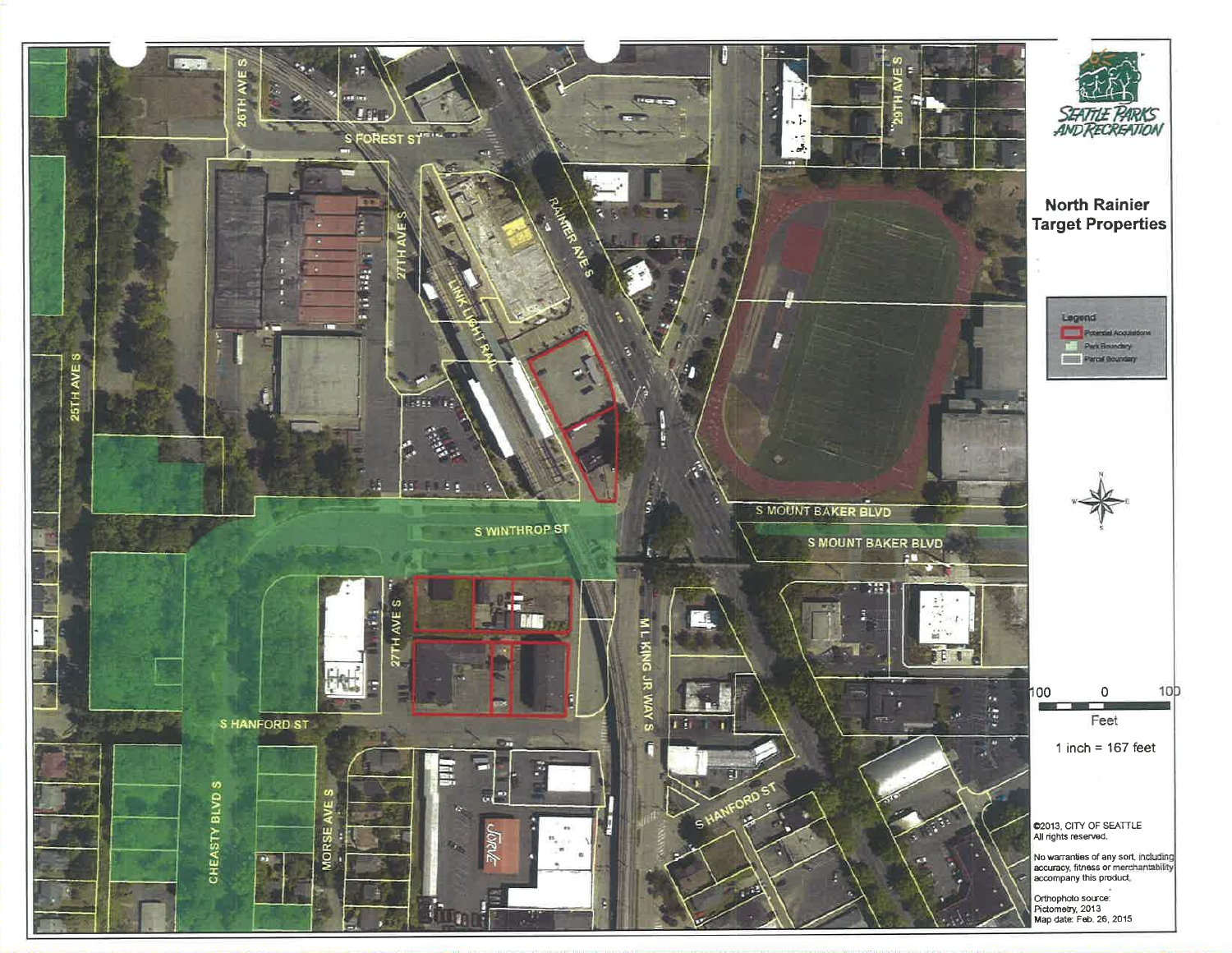# North Rainier Target Properties

**Legend**

- Potential Acquisitions
- Park Boundary
- Parcel Boundary

26TH AVE S

S FOREST ST

29TH AVE S

27TH AVE S

LINK LIGHT RAIL

RAINIER AVE S

25TH AVE S

S WINTHROP ST

S MOUNT BAKER BLVD

S MOUNT BAKER BLVD

27TH AVE S

M L KING JR WAY S

S HANFORD ST

S HANFORD ST

CHEASTY BLVD S

MORSE AVE S

100 0 100

Feet

1 inch = 167 feet

©2013, CITY OF SEATTLE
All rights reserved.

No warranties of any sort, including accuracy, fitness or merchantability accompany this product.

Orthophoto source: Pictometry, 2013
Map date: Feb. 26, 2015